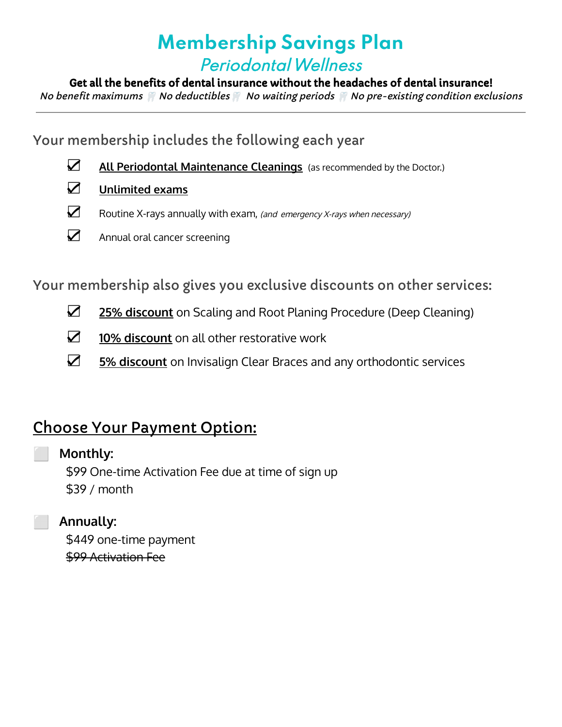# Membership Savings Plan

## *Periodontal Wellness*

**Get all the benefits of dental insurance without the headaches of dental insurance!**

*No benefit maximums 🦷 No deductibles 🦷 No waiting periods 🦷 No pre-existing condition exclusions*

---

### Your membership includes the following each year

- ☑ **<u>All Periodontal Maintenance Cleanings</u>** (as recommended by the Doctor.)
- ☑ **<u>Unlimited exams</u>**
- ☑ Routine X-rays annually with exam, *(and emergency X-rays when necessary)*
- ☑ Annual oral cancer screening

### Your membership also gives you exclusive discounts on other services:

- ☑ **<u>25% discount</u>** on Scaling and Root Planing Procedure (Deep Cleaning)
- ☑ **<u>10% discount</u>** on all other restorative work
- ☑ **<u>5% discount</u>** on Invisalign Clear Braces and any orthodontic services

## <u>Choose Your Payment Option:</u>

⬜ **Monthly:**

$99 One-time Activation Fee due at time of sign up

$39 / month

⬜ **Annually:**

$449 one-time payment

~~$99 Activation Fee~~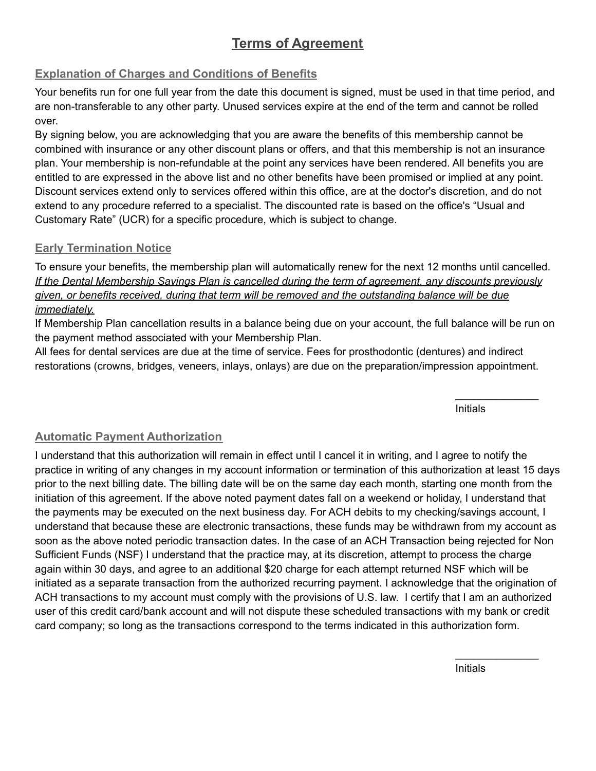# Terms of Agreement

## Explanation of Charges and Conditions of Benefits

Your benefits run for one full year from the date this document is signed, must be used in that time period, and are non-transferable to any other party. Unused services expire at the end of the term and cannot be rolled over.

By signing below, you are acknowledging that you are aware the benefits of this membership cannot be combined with insurance or any other discount plans or offers, and that this membership is not an insurance plan. Your membership is non-refundable at the point any services have been rendered. All benefits you are entitled to are expressed in the above list and no other benefits have been promised or implied at any point. Discount services extend only to services offered within this office, are at the doctor's discretion, and do not extend to any procedure referred to a specialist. The discounted rate is based on the office's "Usual and Customary Rate" (UCR) for a specific procedure, which is subject to change.

## Early Termination Notice

To ensure your benefits, the membership plan will automatically renew for the next 12 months until cancelled. *If the Dental Membership Savings Plan is cancelled during the term of agreement, any discounts previously given, or benefits received, during that term will be removed and the outstanding balance will be due immediately.*

If Membership Plan cancellation results in a balance being due on your account, the full balance will be run on the payment method associated with your Membership Plan.

All fees for dental services are due at the time of service. Fees for prosthodontic (dentures) and indirect restorations (crowns, bridges, veneers, inlays, onlays) are due on the preparation/impression appointment.

______________
Initials

## Automatic Payment Authorization

I understand that this authorization will remain in effect until I cancel it in writing, and I agree to notify the practice in writing of any changes in my account information or termination of this authorization at least 15 days prior to the next billing date. The billing date will be on the same day each month, starting one month from the initiation of this agreement. If the above noted payment dates fall on a weekend or holiday, I understand that the payments may be executed on the next business day. For ACH debits to my checking/savings account, I understand that because these are electronic transactions, these funds may be withdrawn from my account as soon as the above noted periodic transaction dates. In the case of an ACH Transaction being rejected for Non Sufficient Funds (NSF) I understand that the practice may, at its discretion, attempt to process the charge again within 30 days, and agree to an additional $20 charge for each attempt returned NSF which will be initiated as a separate transaction from the authorized recurring payment. I acknowledge that the origination of ACH transactions to my account must comply with the provisions of U.S. law. I certify that I am an authorized user of this credit card/bank account and will not dispute these scheduled transactions with my bank or credit card company; so long as the transactions correspond to the terms indicated in this authorization form.

______________
Initials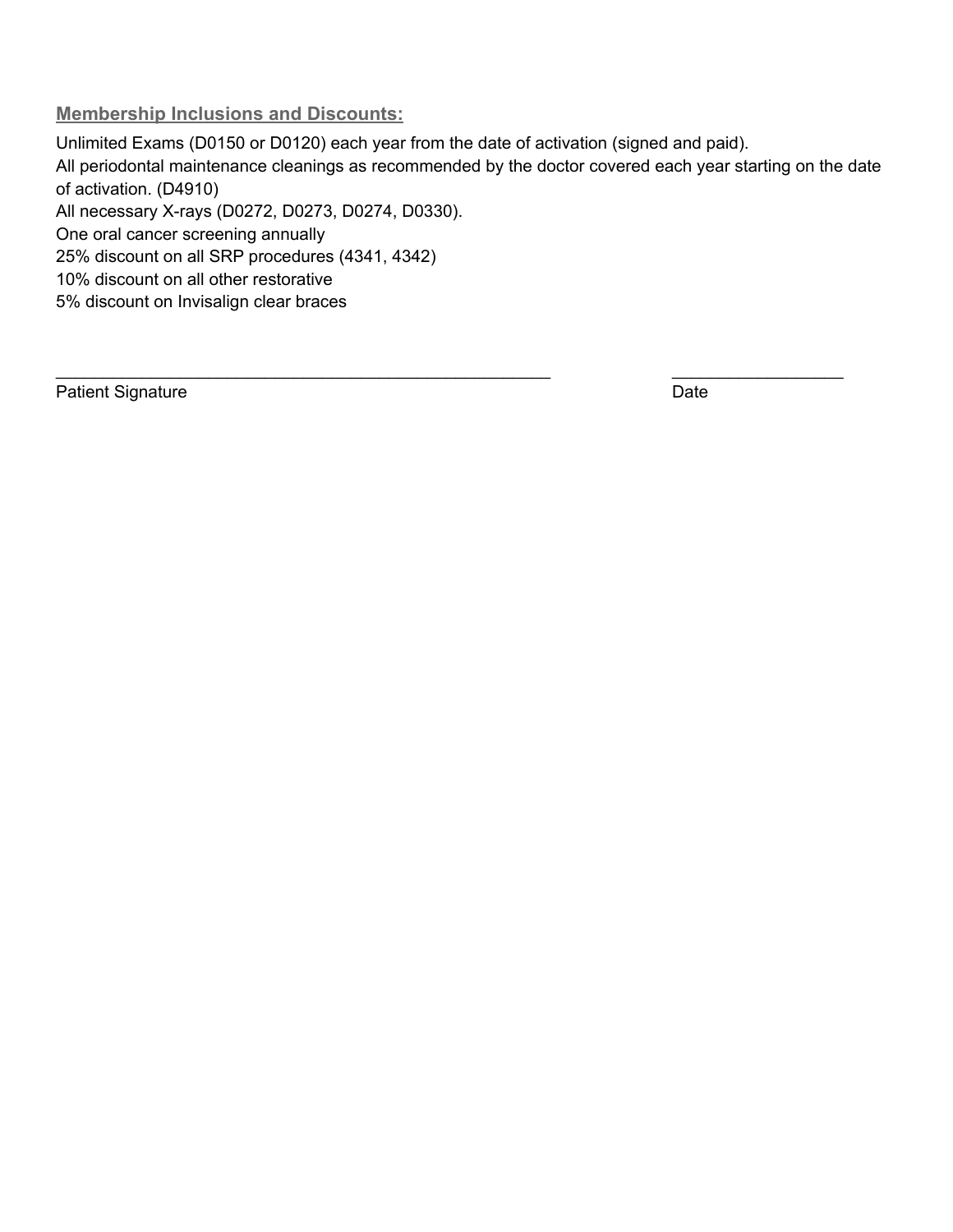## Membership Inclusions and Discounts:

Unlimited Exams (D0150 or D0120) each year from the date of activation (signed and paid).
All periodontal maintenance cleanings as recommended by the doctor covered each year starting on the date of activation. (D4910)
All necessary X-rays (D0272, D0273, D0274, D0330).
One oral cancer screening annually
25% discount on all SRP procedures (4341, 4342)
10% discount on all other restorative
5% discount on Invisalign clear braces

\_\_\_\_\_\_\_\_\_\_\_\_\_\_\_\_\_\_\_\_\_\_\_\_\_\_\_\_\_\_\_\_\_\_\_\_\_\_\_\_\_\_\_\_\_\_\_\_\_\_\_\_ \_\_\_\_\_\_\_\_\_\_\_\_\_\_\_\_\_\_

Patient Signature Date